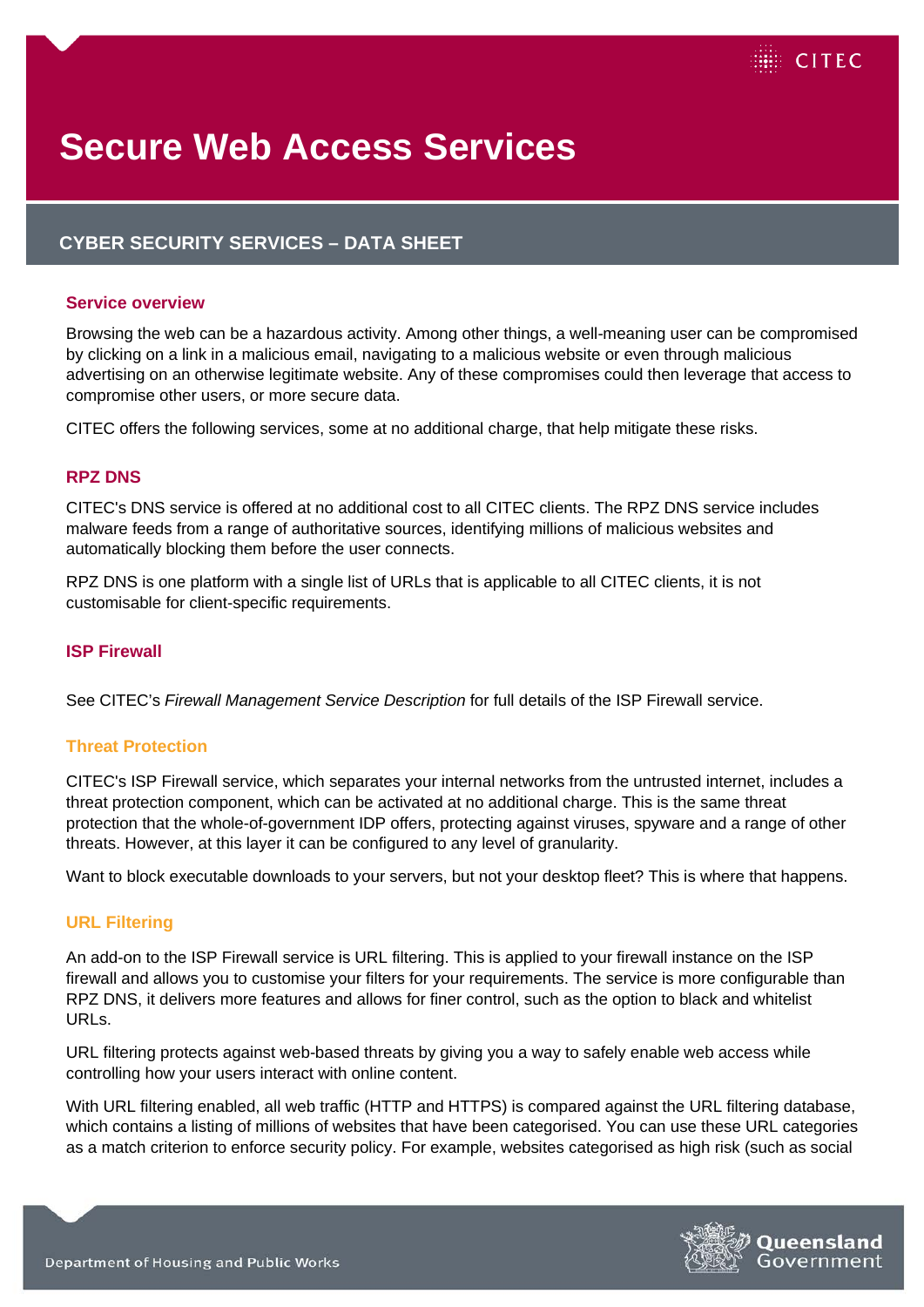# Secure Web Access Services

## CYBER SECURITY SERVICES – DATA SHEET

### Service overview

Browsing the web can be a hazardous activity. Among other things, a well-meaning user can be compromised by clicking on a link in a malicious email, navigating to a malicious website or even through malicious advertising on an otherwise legitimate website. Any of these compromises could then leverage that access to compromise other users, or more secure data.

CITEC offers the following services, some at no additional charge, that help mitigate these risks.

### RPZ DNS

CITEC's DNS service is offered at no additional cost to all CITEC clients. The RPZ DNS service includes malware feeds from a range of authoritative sources, identifying millions of malicious websites and automatically blocking them before the user connects.

RPZ DNS is one platform with a single list of URLs that is applicable to all CITEC clients, it is not customisable for client-specific requirements.

### ISP Firewall

See CITEC's *Firewall Management Service Description* for full details of the ISP Firewall service.

#### Threat Protection

CITEC's ISP Firewall service, which separates your internal networks from the untrusted internet, includes a threat protection component, which can be activated at no additional charge. This is the same threat protection that the whole-of-government IDP offers, protecting against viruses, spyware and a range of other threats. However, at this layer it can be configured to any level of granularity.

Want to block executable downloads to your servers, but not your desktop fleet? This is where that happens.

#### URL Filtering

An add-on to the ISP Firewall service is URL filtering. This is applied to your firewall instance on the ISP firewall and allows you to customise your filters for your requirements. The service is more configurable than RPZ DNS, it delivers more features and allows for finer control, such as the option to black and whitelist URLs.

URL filtering protects against web-based threats by giving you a way to safely enable web access while controlling how your users interact with online content.

With URL filtering enabled, all web traffic (HTTP and HTTPS) is compared against the URL filtering database, which contains a listing of millions of websites that have been categorised. You can use these URL categories as a match criterion to enforce security policy. For example, websites categorised as high risk (such as social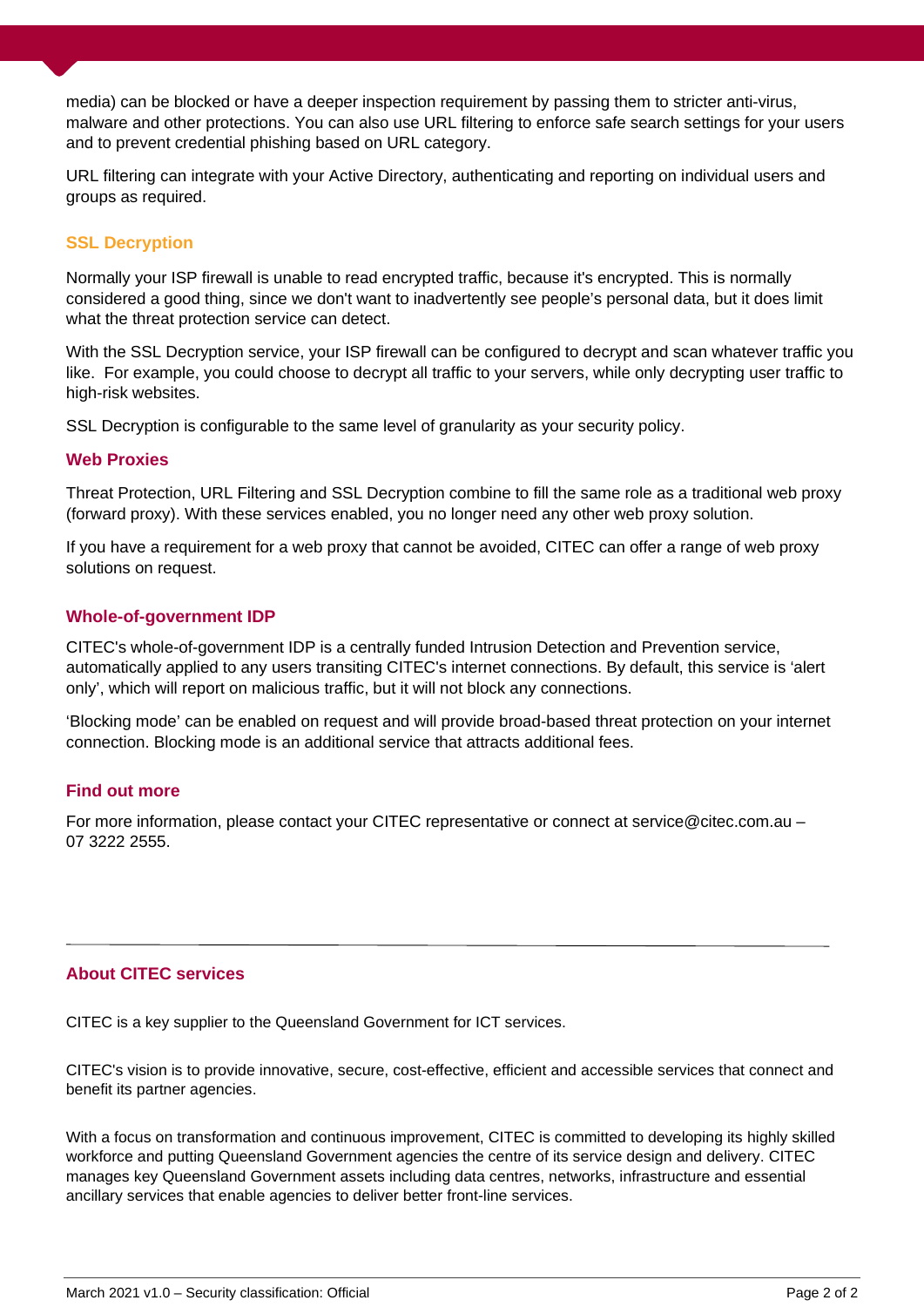media) can be blocked or have a deeper inspection requirement by passing them to stricter anti-virus, malware and other protections. You can also use URL filtering to enforce safe search settings for your users and to prevent credential phishing based on URL category.

URL filtering can integrate with your Active Directory, authenticating and reporting on individual users and groups as required.

### SSL Decryption

Normally your ISP firewall is unable to read encrypted traffic, because it's encrypted. This is normally considered a good thing, since we don't want to inadvertently see people's personal data, but it does limit what the threat protection service can detect.

With the SSL Decryption service, your ISP firewall can be configured to decrypt and scan whatever traffic you like. For example, you could choose to decrypt all traffic to your servers, while only decrypting user traffic to high-risk websites.

SSL Decryption is configurable to the same level of granularity as your security policy.

### Web Proxies

Threat Protection, URL Filtering and SSL Decryption combine to fill the same role as a traditional web proxy (forward proxy). With these services enabled, you no longer need any other web proxy solution.

If you have a requirement for a web proxy that cannot be avoided, CITEC can offer a range of web proxy solutions on request.

### Whole-of-government IDP

CITEC's whole-of-government IDP is a centrally funded Intrusion Detection and Prevention service, automatically applied to any users transiting CITEC's internet connections. By default, this service is 'alert only', which will report on malicious traffic, but it will not block any connections.

'Blocking mode' can be enabled on request and will provide broad-based threat protection on your internet connection. Blocking mode is an additional service that attracts additional fees.

### Find out more

For more information, please contact your CITEC representative or connect at service@citec.com.au – 07 3222 2555.

---

### About CITEC services

CITEC is a key supplier to the Queensland Government for ICT services.

CITEC's vision is to provide innovative, secure, cost-effective, efficient and accessible services that connect and benefit its partner agencies.

With a focus on transformation and continuous improvement, CITEC is committed to developing its highly skilled workforce and putting Queensland Government agencies the centre of its service design and delivery. CITEC manages key Queensland Government assets including data centres, networks, infrastructure and essential ancillary services that enable agencies to deliver better front-line services.